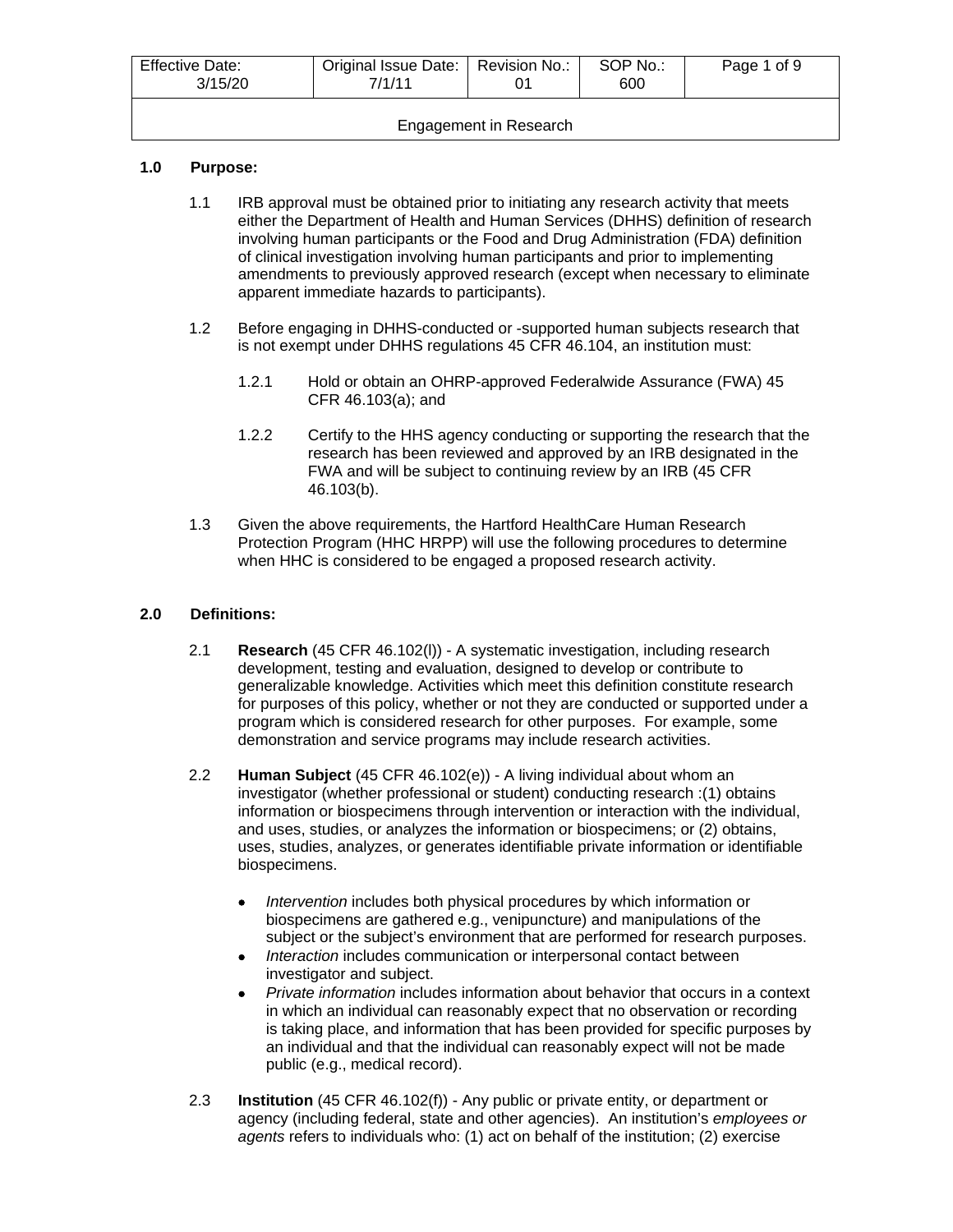| Effective Date: 3/15/20 | Original Issue Date: 7/1/11 | Revision No.: 01 | SOP No.: 600 | Page 1 of 9 |
|---|---|---|---|---|
| Engagement in Research | | | | |

## 1.0 Purpose:

1.1 IRB approval must be obtained prior to initiating any research activity that meets either the Department of Health and Human Services (DHHS) definition of research involving human participants or the Food and Drug Administration (FDA) definition of clinical investigation involving human participants and prior to implementing amendments to previously approved research (except when necessary to eliminate apparent immediate hazards to participants).

1.2 Before engaging in DHHS-conducted or -supported human subjects research that is not exempt under DHHS regulations 45 CFR 46.104, an institution must:

1.2.1 Hold or obtain an OHRP-approved Federalwide Assurance (FWA) 45 CFR 46.103(a); and

1.2.2 Certify to the HHS agency conducting or supporting the research that the research has been reviewed and approved by an IRB designated in the FWA and will be subject to continuing review by an IRB (45 CFR 46.103(b).

1.3 Given the above requirements, the Hartford HealthCare Human Research Protection Program (HHC HRPP) will use the following procedures to determine when HHC is considered to be engaged a proposed research activity.

## 2.0 Definitions:

2.1 **Research** (45 CFR 46.102(l)) - A systematic investigation, including research development, testing and evaluation, designed to develop or contribute to generalizable knowledge. Activities which meet this definition constitute research for purposes of this policy, whether or not they are conducted or supported under a program which is considered research for other purposes. For example, some demonstration and service programs may include research activities.

2.2 **Human Subject** (45 CFR 46.102(e)) - A living individual about whom an investigator (whether professional or student) conducting research :(1) obtains information or biospecimens through intervention or interaction with the individual, and uses, studies, or analyzes the information or biospecimens; or (2) obtains, uses, studies, analyzes, or generates identifiable private information or identifiable biospecimens.

- *Intervention* includes both physical procedures by which information or biospecimens are gathered e.g., venipuncture) and manipulations of the subject or the subject's environment that are performed for research purposes.
- *Interaction* includes communication or interpersonal contact between investigator and subject.
- *Private information* includes information about behavior that occurs in a context in which an individual can reasonably expect that no observation or recording is taking place, and information that has been provided for specific purposes by an individual and that the individual can reasonably expect will not be made public (e.g., medical record).

2.3 **Institution** (45 CFR 46.102(f)) - Any public or private entity, or department or agency (including federal, state and other agencies). An institution's *employees or agents* refers to individuals who: (1) act on behalf of the institution; (2) exercise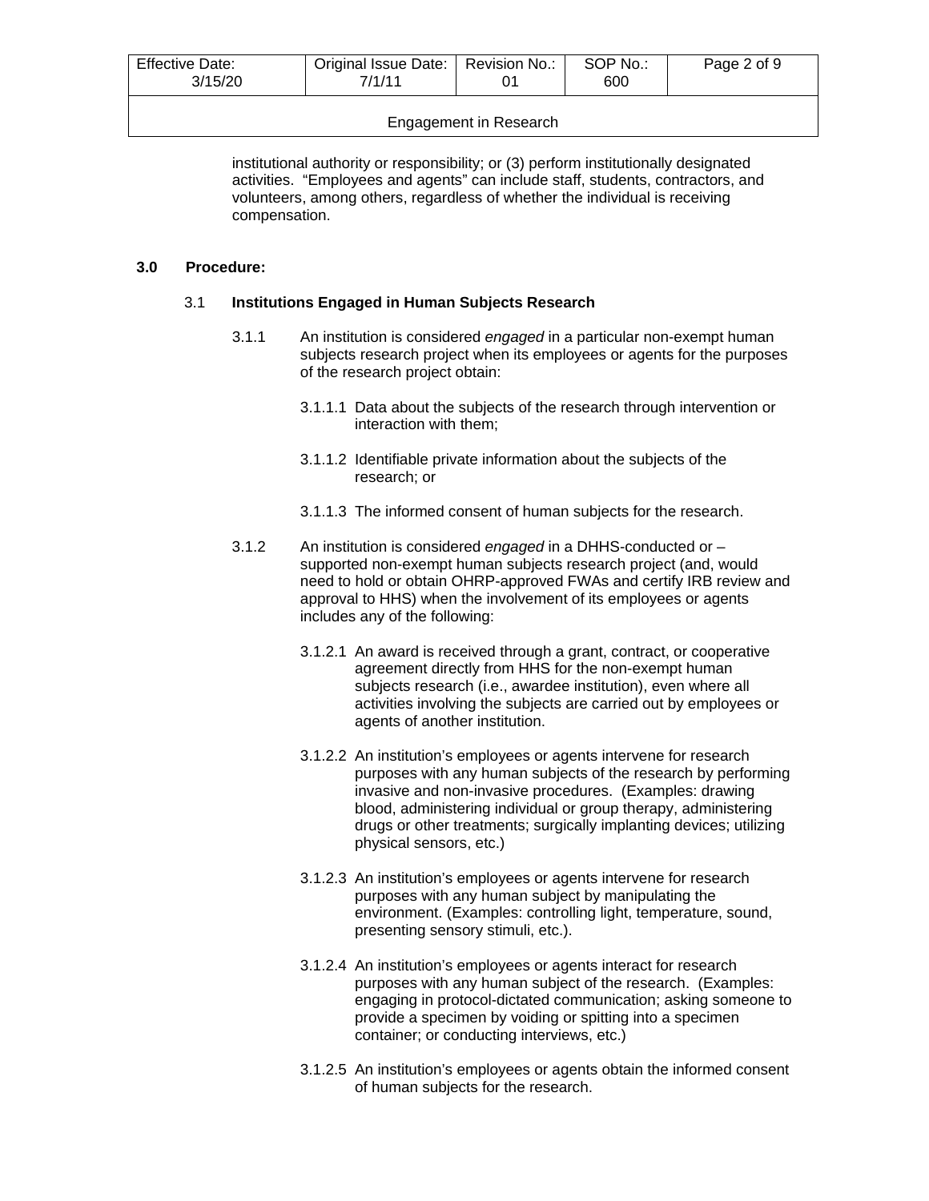institutional authority or responsibility; or (3) perform institutionally designated activities. "Employees and agents" can include staff, students, contractors, and volunteers, among others, regardless of whether the individual is receiving compensation.

## 3.0 Procedure:

### 3.1 Institutions Engaged in Human Subjects Research

3.1.1 An institution is considered *engaged* in a particular non-exempt human subjects research project when its employees or agents for the purposes of the research project obtain:

3.1.1.1 Data about the subjects of the research through intervention or interaction with them;

3.1.1.2 Identifiable private information about the subjects of the research; or

3.1.1.3 The informed consent of human subjects for the research.

3.1.2 An institution is considered *engaged* in a DHHS-conducted or –supported non-exempt human subjects research project (and, would need to hold or obtain OHRP-approved FWAs and certify IRB review and approval to HHS) when the involvement of its employees or agents includes any of the following:

3.1.2.1 An award is received through a grant, contract, or cooperative agreement directly from HHS for the non-exempt human subjects research (i.e., awardee institution), even where all activities involving the subjects are carried out by employees or agents of another institution.

3.1.2.2 An institution's employees or agents intervene for research purposes with any human subjects of the research by performing invasive and non-invasive procedures. (Examples: drawing blood, administering individual or group therapy, administering drugs or other treatments; surgically implanting devices; utilizing physical sensors, etc.)

3.1.2.3 An institution's employees or agents intervene for research purposes with any human subject by manipulating the environment. (Examples: controlling light, temperature, sound, presenting sensory stimuli, etc.).

3.1.2.4 An institution's employees or agents interact for research purposes with any human subject of the research. (Examples: engaging in protocol-dictated communication; asking someone to provide a specimen by voiding or spitting into a specimen container; or conducting interviews, etc.)

3.1.2.5 An institution's employees or agents obtain the informed consent of human subjects for the research.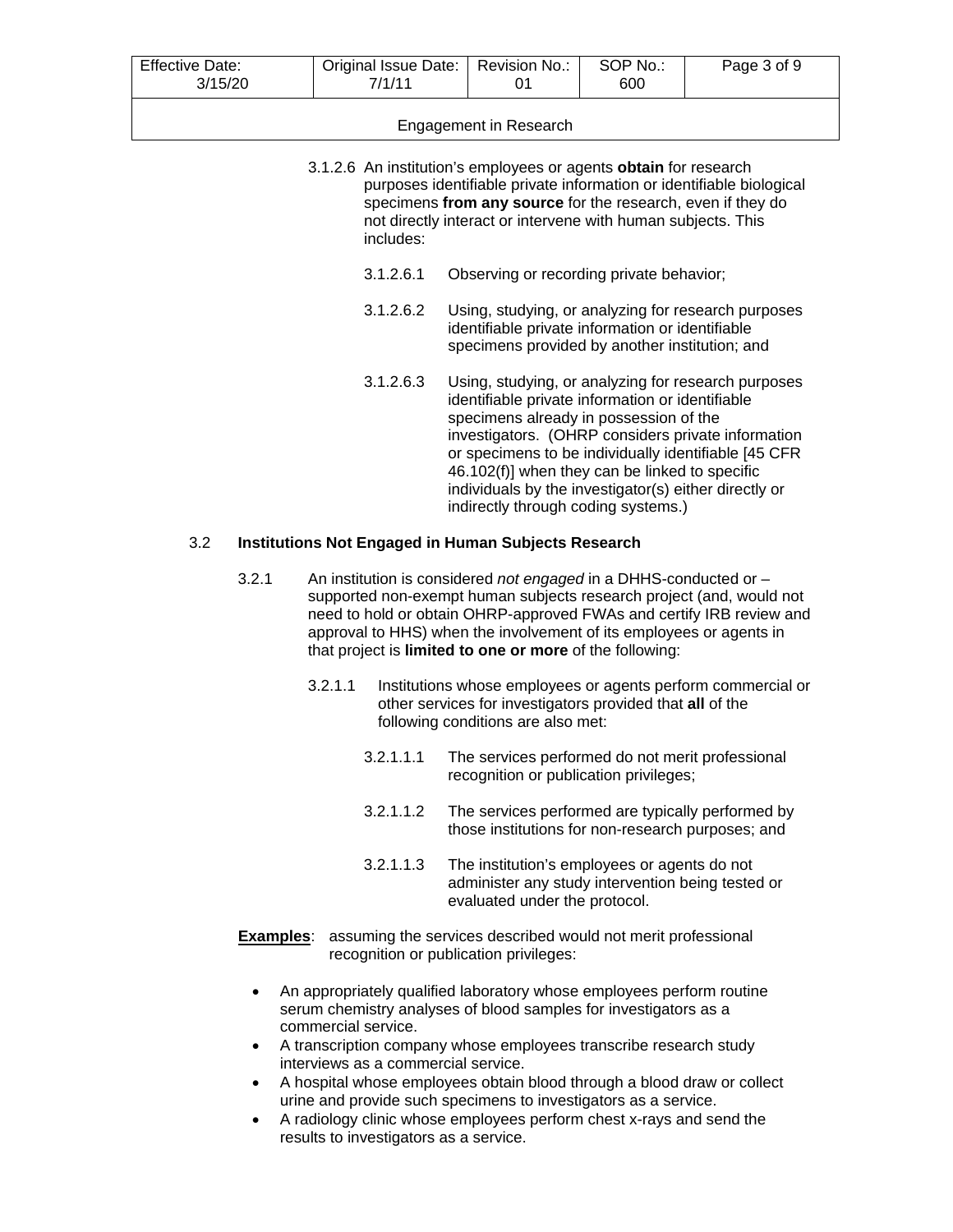3.1.2.6 An institution's employees or agents **obtain** for research purposes identifiable private information or identifiable biological specimens **from any source** for the research, even if they do not directly interact or intervene with human subjects. This includes:

3.1.2.6.1 Observing or recording private behavior;

3.1.2.6.2 Using, studying, or analyzing for research purposes identifiable private information or identifiable specimens provided by another institution; and

3.1.2.6.3 Using, studying, or analyzing for research purposes identifiable private information or identifiable specimens already in possession of the investigators. (OHRP considers private information or specimens to be individually identifiable [45 CFR 46.102(f)] when they can be linked to specific individuals by the investigator(s) either directly or indirectly through coding systems.)

### 3.2 Institutions Not Engaged in Human Subjects Research

3.2.1 An institution is considered *not engaged* in a DHHS-conducted or –supported non-exempt human subjects research project (and, would not need to hold or obtain OHRP-approved FWAs and certify IRB review and approval to HHS) when the involvement of its employees or agents in that project is **limited to one or more** of the following:

3.2.1.1 Institutions whose employees or agents perform commercial or other services for investigators provided that **all** of the following conditions are also met:

3.2.1.1.1 The services performed do not merit professional recognition or publication privileges;

3.2.1.1.2 The services performed are typically performed by those institutions for non-research purposes; and

3.2.1.1.3 The institution's employees or agents do not administer any study intervention being tested or evaluated under the protocol.

**Examples**: assuming the services described would not merit professional recognition or publication privileges:

- An appropriately qualified laboratory whose employees perform routine serum chemistry analyses of blood samples for investigators as a commercial service.
- A transcription company whose employees transcribe research study interviews as a commercial service.
- A hospital whose employees obtain blood through a blood draw or collect urine and provide such specimens to investigators as a service.
- A radiology clinic whose employees perform chest x-rays and send the results to investigators as a service.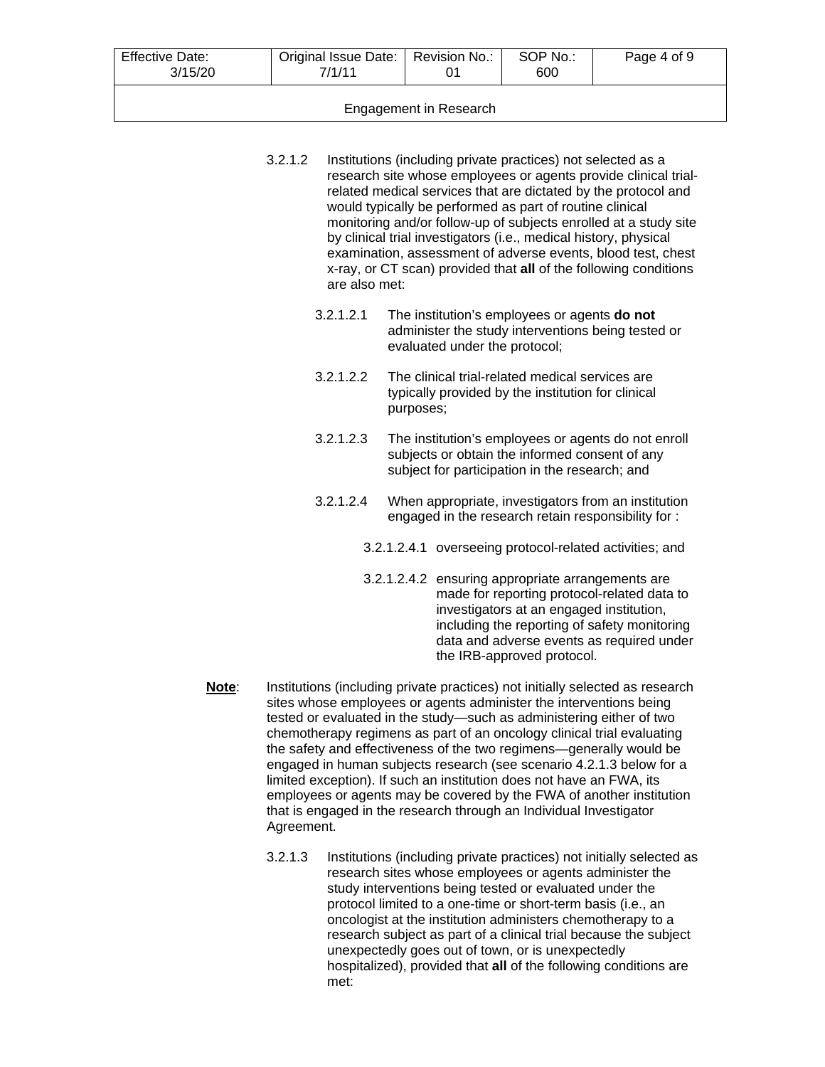3.2.1.2 Institutions (including private practices) not selected as a research site whose employees or agents provide clinical trial-related medical services that are dictated by the protocol and would typically be performed as part of routine clinical monitoring and/or follow-up of subjects enrolled at a study site by clinical trial investigators (i.e., medical history, physical examination, assessment of adverse events, blood test, chest x-ray, or CT scan) provided that **all** of the following conditions are also met:

3.2.1.2.1 The institution's employees or agents **do not** administer the study interventions being tested or evaluated under the protocol;

3.2.1.2.2 The clinical trial-related medical services are typically provided by the institution for clinical purposes;

3.2.1.2.3 The institution's employees or agents do not enroll subjects or obtain the informed consent of any subject for participation in the research; and

3.2.1.2.4 When appropriate, investigators from an institution engaged in the research retain responsibility for :

3.2.1.2.4.1 overseeing protocol-related activities; and

3.2.1.2.4.2 ensuring appropriate arrangements are made for reporting protocol-related data to investigators at an engaged institution, including the reporting of safety monitoring data and adverse events as required under the IRB-approved protocol.

**Note**: Institutions (including private practices) not initially selected as research sites whose employees or agents administer the interventions being tested or evaluated in the study—such as administering either of two chemotherapy regimens as part of an oncology clinical trial evaluating the safety and effectiveness of the two regimens—generally would be engaged in human subjects research (see scenario 4.2.1.3 below for a limited exception). If such an institution does not have an FWA, its employees or agents may be covered by the FWA of another institution that is engaged in the research through an Individual Investigator Agreement.

3.2.1.3 Institutions (including private practices) not initially selected as research sites whose employees or agents administer the study interventions being tested or evaluated under the protocol limited to a one-time or short-term basis (i.e., an oncologist at the institution administers chemotherapy to a research subject as part of a clinical trial because the subject unexpectedly goes out of town, or is unexpectedly hospitalized), provided that **all** of the following conditions are met: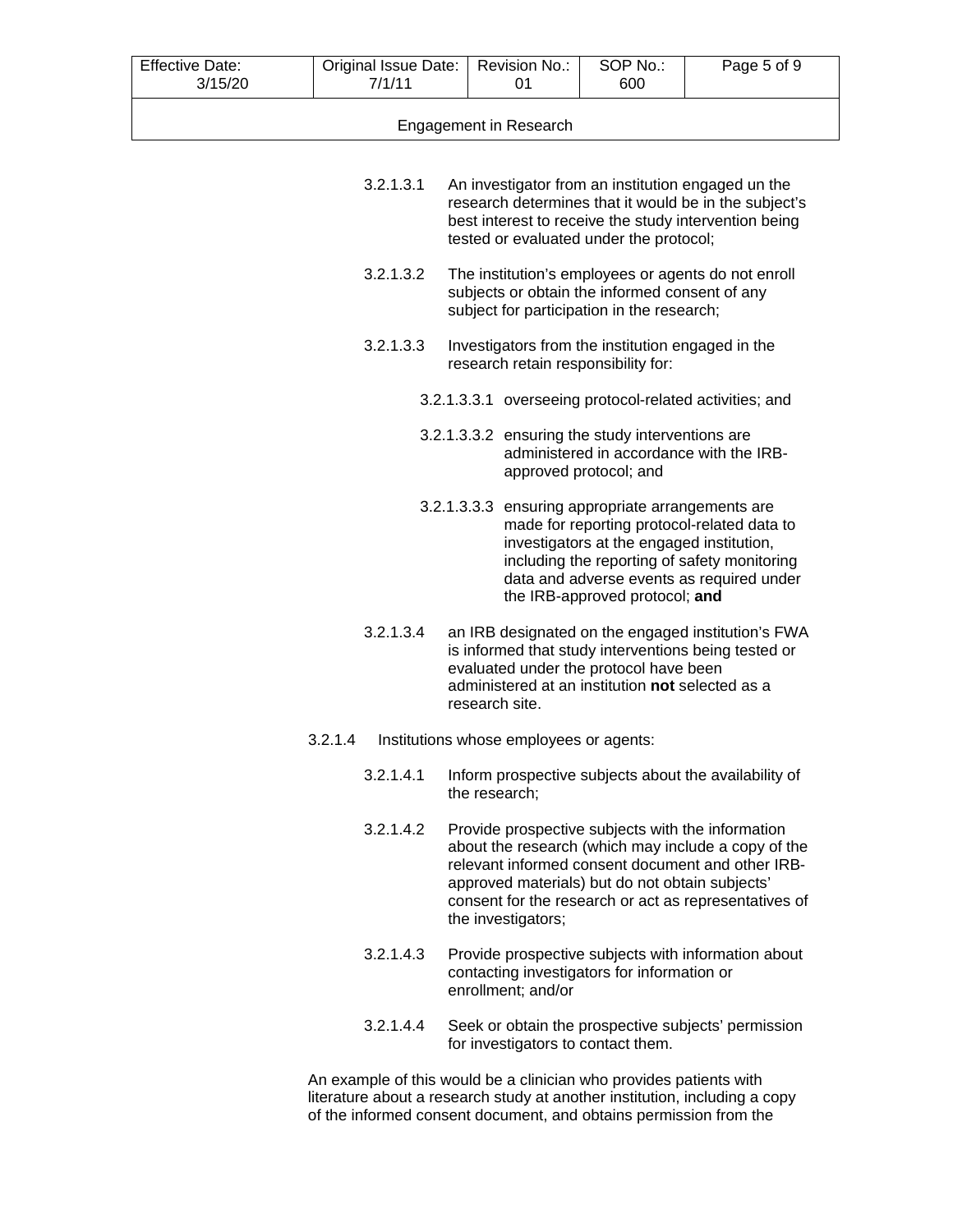3.2.1.3.1 An investigator from an institution engaged un the research determines that it would be in the subject's best interest to receive the study intervention being tested or evaluated under the protocol;

3.2.1.3.2 The institution's employees or agents do not enroll subjects or obtain the informed consent of any subject for participation in the research;

3.2.1.3.3 Investigators from the institution engaged in the research retain responsibility for:

3.2.1.3.3.1 overseeing protocol-related activities; and

3.2.1.3.3.2 ensuring the study interventions are administered in accordance with the IRB-approved protocol; and

3.2.1.3.3.3 ensuring appropriate arrangements are made for reporting protocol-related data to investigators at the engaged institution, including the reporting of safety monitoring data and adverse events as required under the IRB-approved protocol; **and**

3.2.1.3.4 an IRB designated on the engaged institution's FWA is informed that study interventions being tested or evaluated under the protocol have been administered at an institution **not** selected as a research site.

3.2.1.4 Institutions whose employees or agents:

3.2.1.4.1 Inform prospective subjects about the availability of the research;

3.2.1.4.2 Provide prospective subjects with the information about the research (which may include a copy of the relevant informed consent document and other IRB-approved materials) but do not obtain subjects' consent for the research or act as representatives of the investigators;

3.2.1.4.3 Provide prospective subjects with information about contacting investigators for information or enrollment; and/or

3.2.1.4.4 Seek or obtain the prospective subjects' permission for investigators to contact them.

An example of this would be a clinician who provides patients with literature about a research study at another institution, including a copy of the informed consent document, and obtains permission from the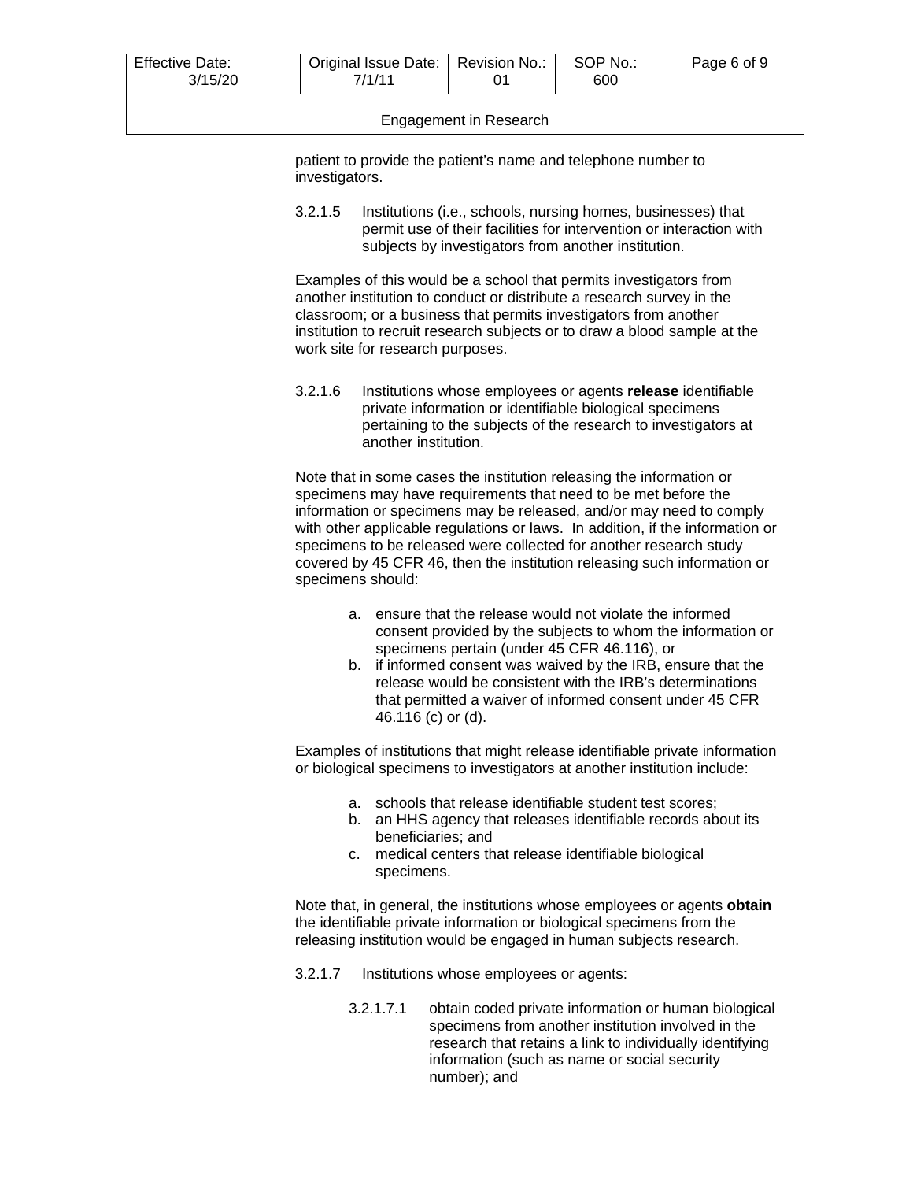patient to provide the patient's name and telephone number to investigators.

3.2.1.5 Institutions (i.e., schools, nursing homes, businesses) that permit use of their facilities for intervention or interaction with subjects by investigators from another institution.

Examples of this would be a school that permits investigators from another institution to conduct or distribute a research survey in the classroom; or a business that permits investigators from another institution to recruit research subjects or to draw a blood sample at the work site for research purposes.

3.2.1.6 Institutions whose employees or agents **release** identifiable private information or identifiable biological specimens pertaining to the subjects of the research to investigators at another institution.

Note that in some cases the institution releasing the information or specimens may have requirements that need to be met before the information or specimens may be released, and/or may need to comply with other applicable regulations or laws. In addition, if the information or specimens to be released were collected for another research study covered by 45 CFR 46, then the institution releasing such information or specimens should:

a. ensure that the release would not violate the informed consent provided by the subjects to whom the information or specimens pertain (under 45 CFR 46.116), or
b. if informed consent was waived by the IRB, ensure that the release would be consistent with the IRB's determinations that permitted a waiver of informed consent under 45 CFR 46.116 (c) or (d).

Examples of institutions that might release identifiable private information or biological specimens to investigators at another institution include:

a. schools that release identifiable student test scores;
b. an HHS agency that releases identifiable records about its beneficiaries; and
c. medical centers that release identifiable biological specimens.

Note that, in general, the institutions whose employees or agents **obtain** the identifiable private information or biological specimens from the releasing institution would be engaged in human subjects research.

3.2.1.7 Institutions whose employees or agents:

3.2.1.7.1 obtain coded private information or human biological specimens from another institution involved in the research that retains a link to individually identifying information (such as name or social security number); and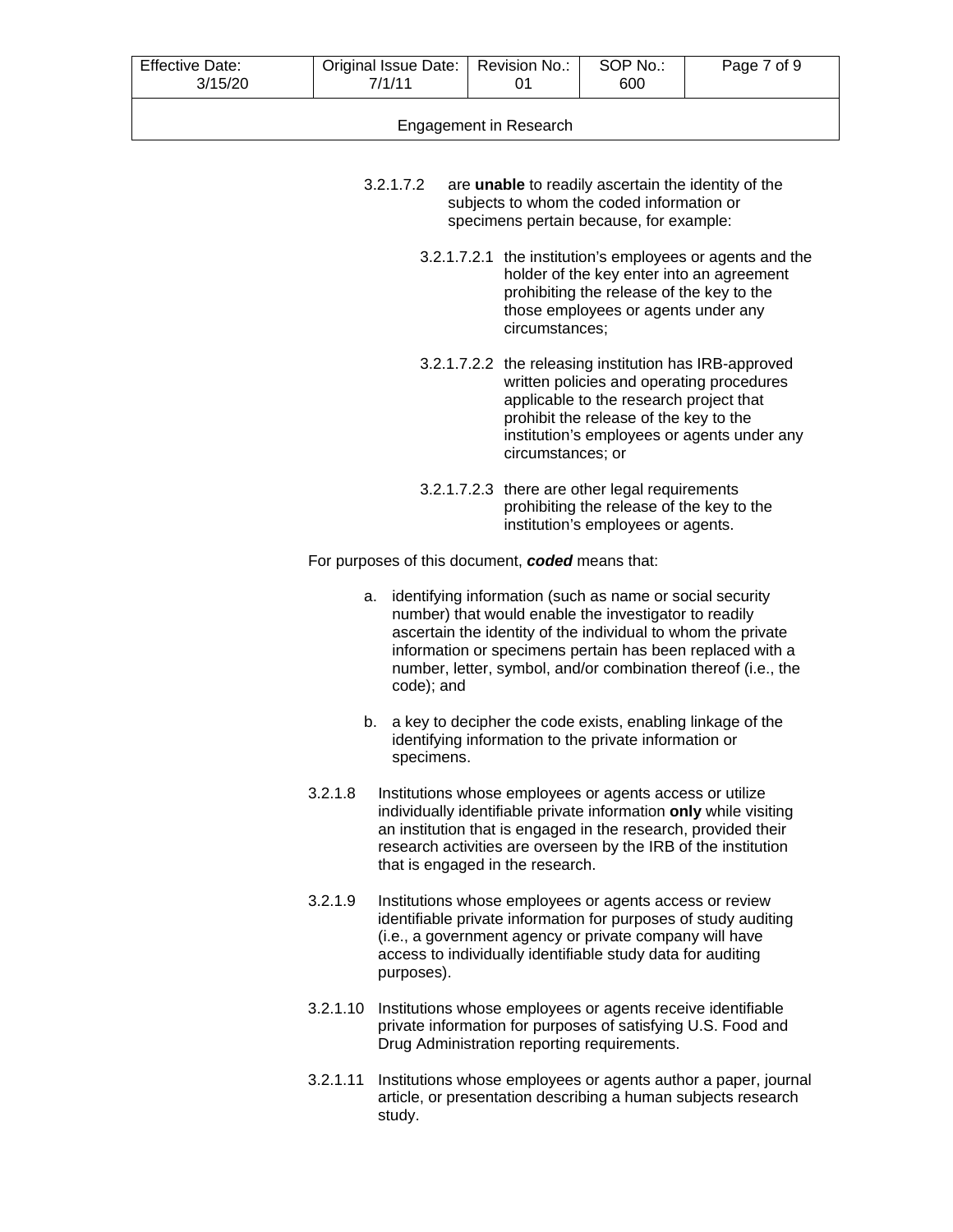3.2.1.7.2 are **unable** to readily ascertain the identity of the subjects to whom the coded information or specimens pertain because, for example:

3.2.1.7.2.1 the institution's employees or agents and the holder of the key enter into an agreement prohibiting the release of the key to the those employees or agents under any circumstances;

3.2.1.7.2.2 the releasing institution has IRB-approved written policies and operating procedures applicable to the research project that prohibit the release of the key to the institution's employees or agents under any circumstances; or

3.2.1.7.2.3 there are other legal requirements prohibiting the release of the key to the institution's employees or agents.

For purposes of this document, ***coded*** means that:

a. identifying information (such as name or social security number) that would enable the investigator to readily ascertain the identity of the individual to whom the private information or specimens pertain has been replaced with a number, letter, symbol, and/or combination thereof (i.e., the code); and

b. a key to decipher the code exists, enabling linkage of the identifying information to the private information or specimens.

3.2.1.8 Institutions whose employees or agents access or utilize individually identifiable private information **only** while visiting an institution that is engaged in the research, provided their research activities are overseen by the IRB of the institution that is engaged in the research.

3.2.1.9 Institutions whose employees or agents access or review identifiable private information for purposes of study auditing (i.e., a government agency or private company will have access to individually identifiable study data for auditing purposes).

3.2.1.10 Institutions whose employees or agents receive identifiable private information for purposes of satisfying U.S. Food and Drug Administration reporting requirements.

3.2.1.11 Institutions whose employees or agents author a paper, journal article, or presentation describing a human subjects research study.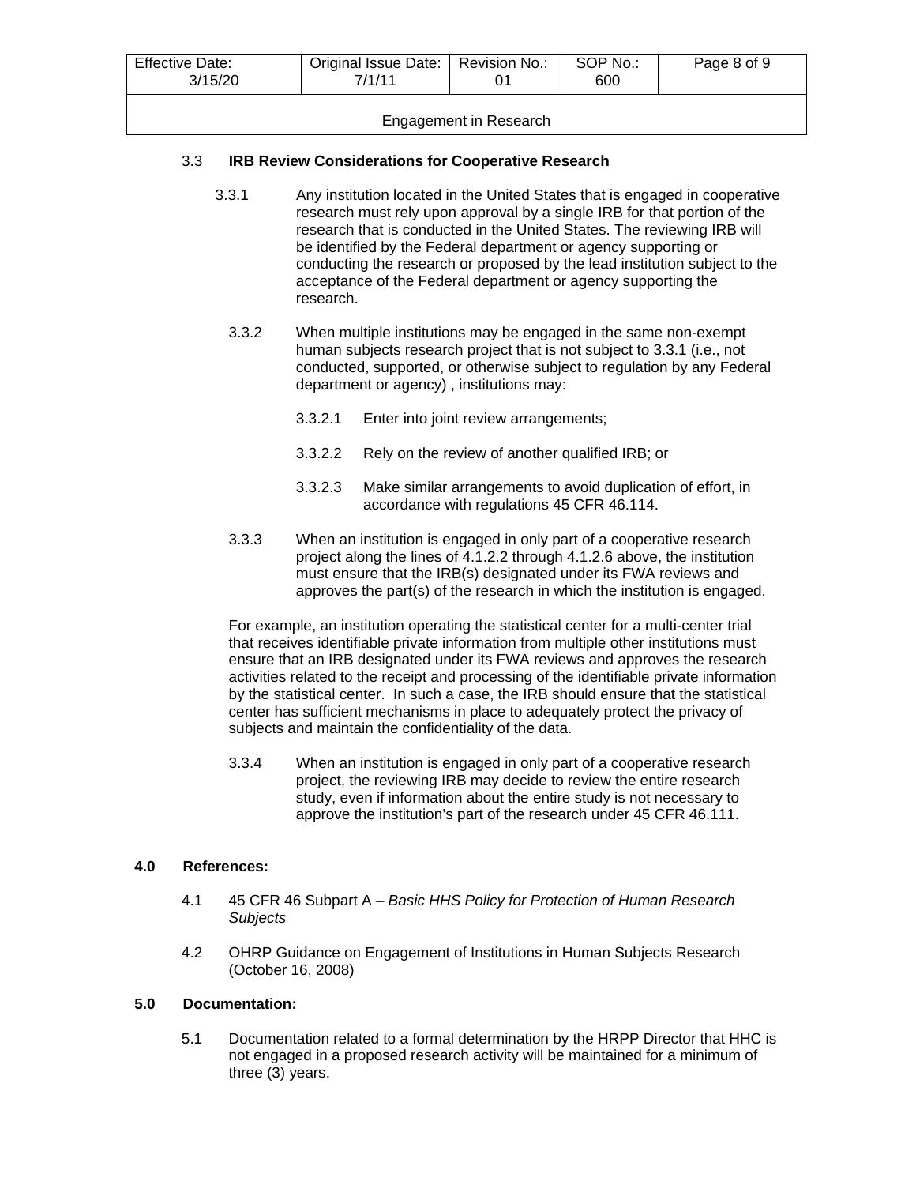### 3.3 IRB Review Considerations for Cooperative Research

3.3.1 Any institution located in the United States that is engaged in cooperative research must rely upon approval by a single IRB for that portion of the research that is conducted in the United States. The reviewing IRB will be identified by the Federal department or agency supporting or conducting the research or proposed by the lead institution subject to the acceptance of the Federal department or agency supporting the research.

3.3.2 When multiple institutions may be engaged in the same non-exempt human subjects research project that is not subject to 3.3.1 (i.e., not conducted, supported, or otherwise subject to regulation by any Federal department or agency) , institutions may:

3.3.2.1 Enter into joint review arrangements;

3.3.2.2 Rely on the review of another qualified IRB; or

3.3.2.3 Make similar arrangements to avoid duplication of effort, in accordance with regulations 45 CFR 46.114.

3.3.3 When an institution is engaged in only part of a cooperative research project along the lines of 4.1.2.2 through 4.1.2.6 above, the institution must ensure that the IRB(s) designated under its FWA reviews and approves the part(s) of the research in which the institution is engaged.

For example, an institution operating the statistical center for a multi-center trial that receives identifiable private information from multiple other institutions must ensure that an IRB designated under its FWA reviews and approves the research activities related to the receipt and processing of the identifiable private information by the statistical center. In such a case, the IRB should ensure that the statistical center has sufficient mechanisms in place to adequately protect the privacy of subjects and maintain the confidentiality of the data.

3.3.4 When an institution is engaged in only part of a cooperative research project, the reviewing IRB may decide to review the entire research study, even if information about the entire study is not necessary to approve the institution's part of the research under 45 CFR 46.111.

## 4.0 References:

4.1 45 CFR 46 Subpart A – *Basic HHS Policy for Protection of Human Research Subjects*

4.2 OHRP Guidance on Engagement of Institutions in Human Subjects Research (October 16, 2008)

## 5.0 Documentation:

5.1 Documentation related to a formal determination by the HRPP Director that HHC is not engaged in a proposed research activity will be maintained for a minimum of three (3) years.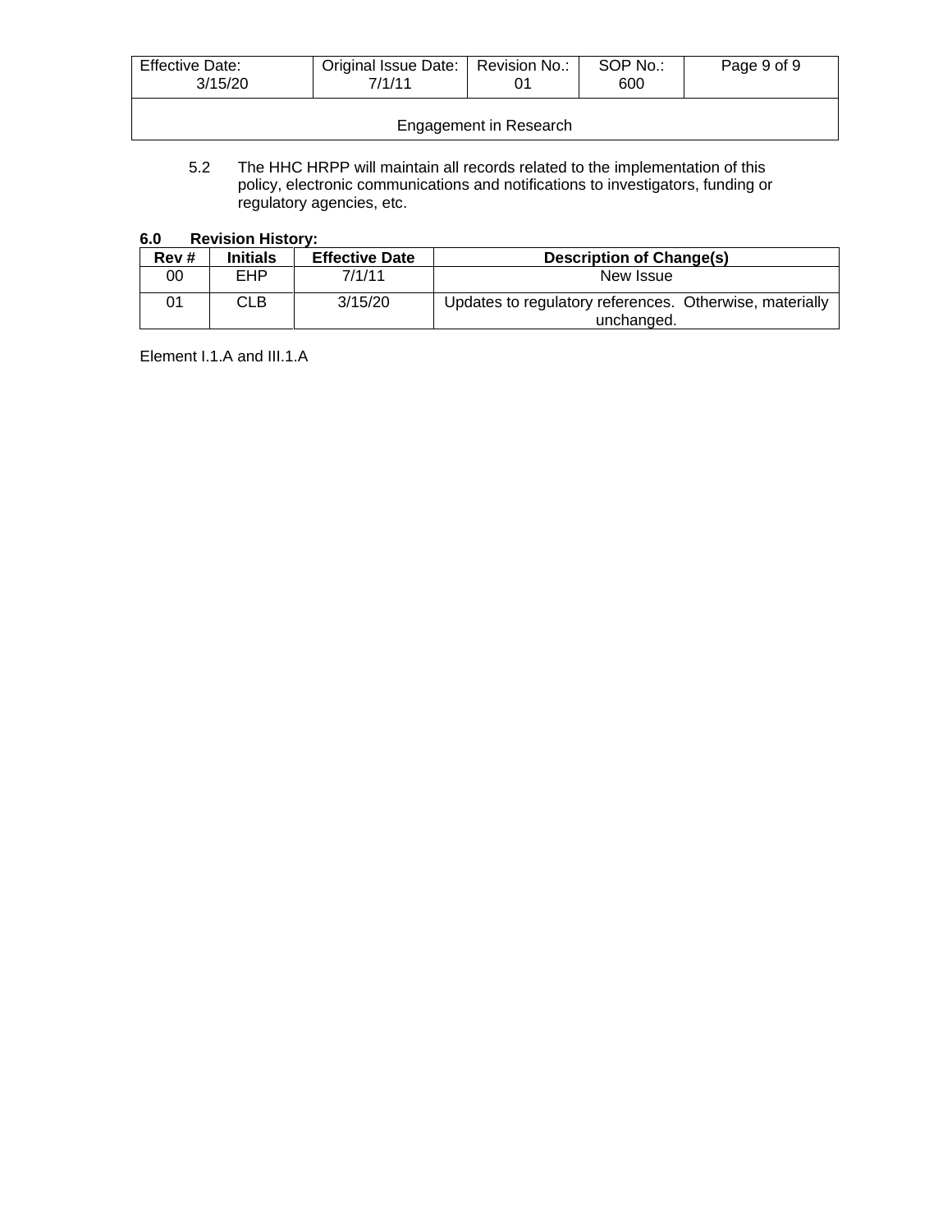5.2 The HHC HRPP will maintain all records related to the implementation of this policy, electronic communications and notifications to investigators, funding or regulatory agencies, etc.

**6.0 Revision History:**

| Rev # | Initials | Effective Date | Description of Change(s) |
|---|---|---|---|
| 00 | EHP | 7/1/11 | New Issue |
| 01 | CLB | 3/15/20 | Updates to regulatory references. Otherwise, materially unchanged. |

Element I.1.A and III.1.A